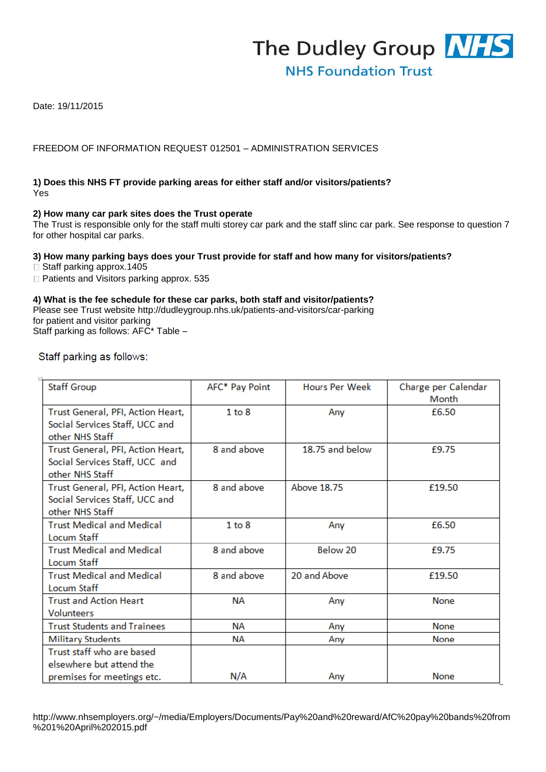The Dudley Group NHS
NHS Foundation Trust

Date: 19/11/2015

FREEDOM OF INFORMATION REQUEST 012501 – ADMINISTRATION SERVICES

**1) Does this NHS FT provide parking areas for either staff and/or visitors/patients?**
Yes

**2) How many car park sites does the Trust operate**
The Trust is responsible only for the staff multi storey car park and the staff slinc car park. See response to question 7 for other hospital car parks.

**3) How many parking bays does your Trust provide for staff and how many for visitors/patients?**
- Staff parking approx.1405
- Patients and Visitors parking approx. 535

**4) What is the fee schedule for these car parks, both staff and visitor/patients?**
Please see Trust website http://dudleygroup.nhs.uk/patients-and-visitors/car-parking for patient and visitor parking
Staff parking as follows: AFC* Table –

Staff parking as follows:

| Staff Group | AFC* Pay Point | Hours Per Week | Charge per Calendar Month |
|---|---|---|---|
| Trust General, PFI, Action Heart, Social Services Staff, UCC and other NHS Staff | 1 to 8 | Any | £6.50 |
| Trust General, PFI, Action Heart, Social Services Staff, UCC and other NHS Staff | 8 and above | 18.75 and below | £9.75 |
| Trust General, PFI, Action Heart, Social Services Staff, UCC and other NHS Staff | 8 and above | Above 18.75 | £19.50 |
| Trust Medical and Medical Locum Staff | 1 to 8 | Any | £6.50 |
| Trust Medical and Medical Locum Staff | 8 and above | Below 20 | £9.75 |
| Trust Medical and Medical Locum Staff | 8 and above | 20 and Above | £19.50 |
| Trust and Action Heart Volunteers | NA | Any | None |
| Trust Students and Trainees | NA | Any | None |
| Military Students | NA | Any | None |
| Trust staff who are based elsewhere but attend the premises for meetings etc. | N/A | Any | None |

http://www.nhsemployers.org/~/media/Employers/Documents/Pay%20and%20reward/AfC%20pay%20bands%20from%201%20April%202015.pdf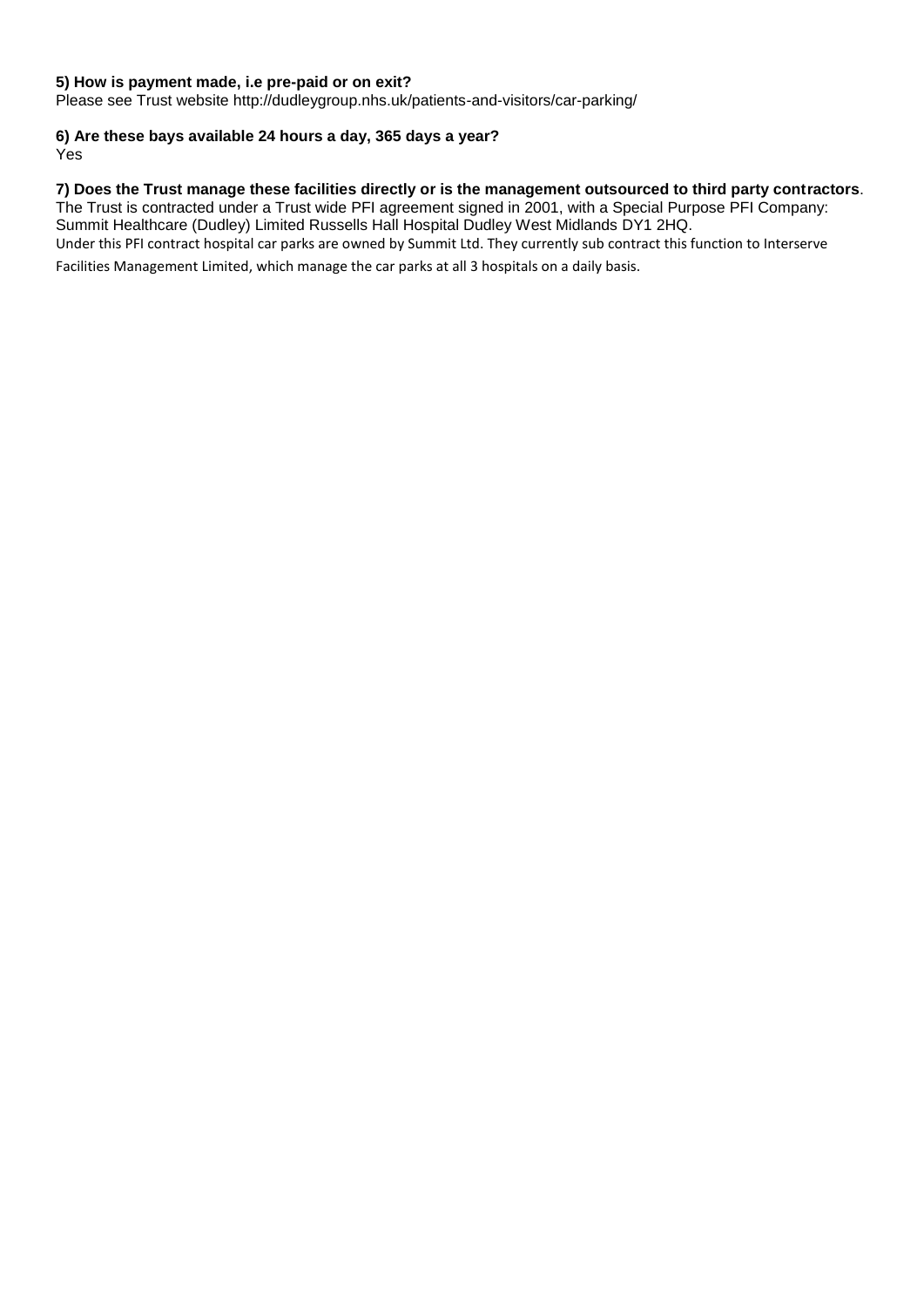**5) How is payment made, i.e pre-paid or on exit?**

Please see Trust website http://dudleygroup.nhs.uk/patients-and-visitors/car-parking/

**6) Are these bays available 24 hours a day, 365 days a year?**

Yes

**7) Does the Trust manage these facilities directly or is the management outsourced to third party contractors**.

The Trust is contracted under a Trust wide PFI agreement signed in 2001, with a Special Purpose PFI Company: Summit Healthcare (Dudley) Limited Russells Hall Hospital Dudley West Midlands DY1 2HQ.

Under this PFI contract hospital car parks are owned by Summit Ltd. They currently sub contract this function to Interserve Facilities Management Limited, which manage the car parks at all 3 hospitals on a daily basis.